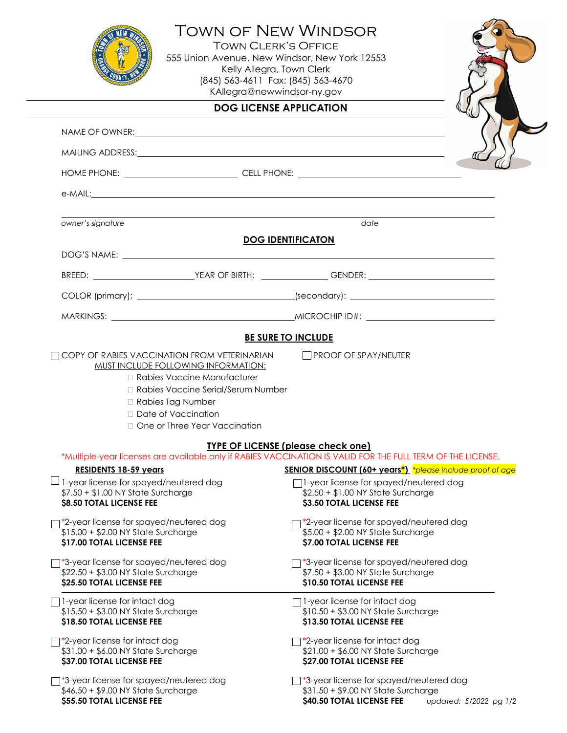# Town of New Windsor

## Town Clerk's Office

555 Union Avenue, New Windsor, New York 12553
Kelly Allegra, Town Clerk
(845) 563-4611 Fax: (845) 563-4670
KAllegra@newwindsor-ny.gov

## DOG LICENSE APPLICATION

NAME OF OWNER: ______________________________

MAILING ADDRESS: ______________________________

HOME PHONE: ____________________ CELL PHONE: ____________________

e-MAIL: ______________________________

______________________________
*owner's signature* *date*

### DOG IDENTIFICATON

DOG'S NAME: ______________________________

BREED: ____________ YEAR OF BIRTH: ____________ GENDER: ____________

COLOR (primary): ____________ (secondary): ____________

MARKINGS: ____________ MICROCHIP ID#: ____________

### BE SURE TO INCLUDE

☐ COPY OF RABIES VACCINATION FROM VETERINARIAN
MUST INCLUDE FOLLOWING INFORMATION:
- ☐ Rabies Vaccine Manufacturer
- ☐ Rabies Vaccine Serial/Serum Number
- ☐ Rabies Tag Number
- ☐ Date of Vaccination
- ☐ One or Three Year Vaccination

☐ PROOF OF SPAY/NEUTER

### TYPE OF LICENSE (please check one)

*Multiple-year licenses are available only if RABIES VACCINATION IS VALID FOR THE FULL TERM OF THE LICENSE.

| RESIDENTS 18-59 years | SENIOR DISCOUNT (60+ years*) *please include proof of age* |
|---|---|
| ☐ 1-year license for spayed/neutered dog<br>$7.50 + $1.00 NY State Surcharge<br>**$8.50 TOTAL LICENSE FEE** | ☐ 1-year license for spayed/neutered dog<br>$2.50 + $1.00 NY State Surcharge<br>**$3.50 TOTAL LICENSE FEE** |
| ☐ *2-year license for spayed/neutered dog<br>$15.00 + $2.00 NY State Surcharge<br>**$17.00 TOTAL LICENSE FEE** | ☐ *2-year license for spayed/neutered dog<br>$5.00 + $2.00 NY State Surcharge<br>**$7.00 TOTAL LICENSE FEE** |
| ☐ *3-year license for spayed/neutered dog<br>$22.50 + $3.00 NY State Surcharge<br>**$25.50 TOTAL LICENSE FEE** | ☐ *3-year license for spayed/neutered dog<br>$7.50 + $3.00 NY State Surcharge<br>**$10.50 TOTAL LICENSE FEE** |
| ☐ 1-year license for intact dog<br>$15.50 + $3.00 NY State Surcharge<br>**$18.50 TOTAL LICENSE FEE** | ☐ 1-year license for intact dog<br>$10.50 + $3.00 NY State Surcharge<br>**$13.50 TOTAL LICENSE FEE** |
| ☐ *2-year license for intact dog<br>$31.00 + $6.00 NY State Surcharge<br>**$37.00 TOTAL LICENSE FEE** | ☐ *2-year license for intact dog<br>$21.00 + $6.00 NY State Surcharge<br>**$27.00 TOTAL LICENSE FEE** |
| ☐ *3-year license for spayed/neutered dog<br>$46.50 + $9.00 NY State Surcharge<br>**$55.50 TOTAL LICENSE FEE** | ☐ *3-year license for spayed/neutered dog<br>$31.50 + $9.00 NY State Surcharge<br>**$40.50 TOTAL LICENSE FEE** |

*updated: 5/2022*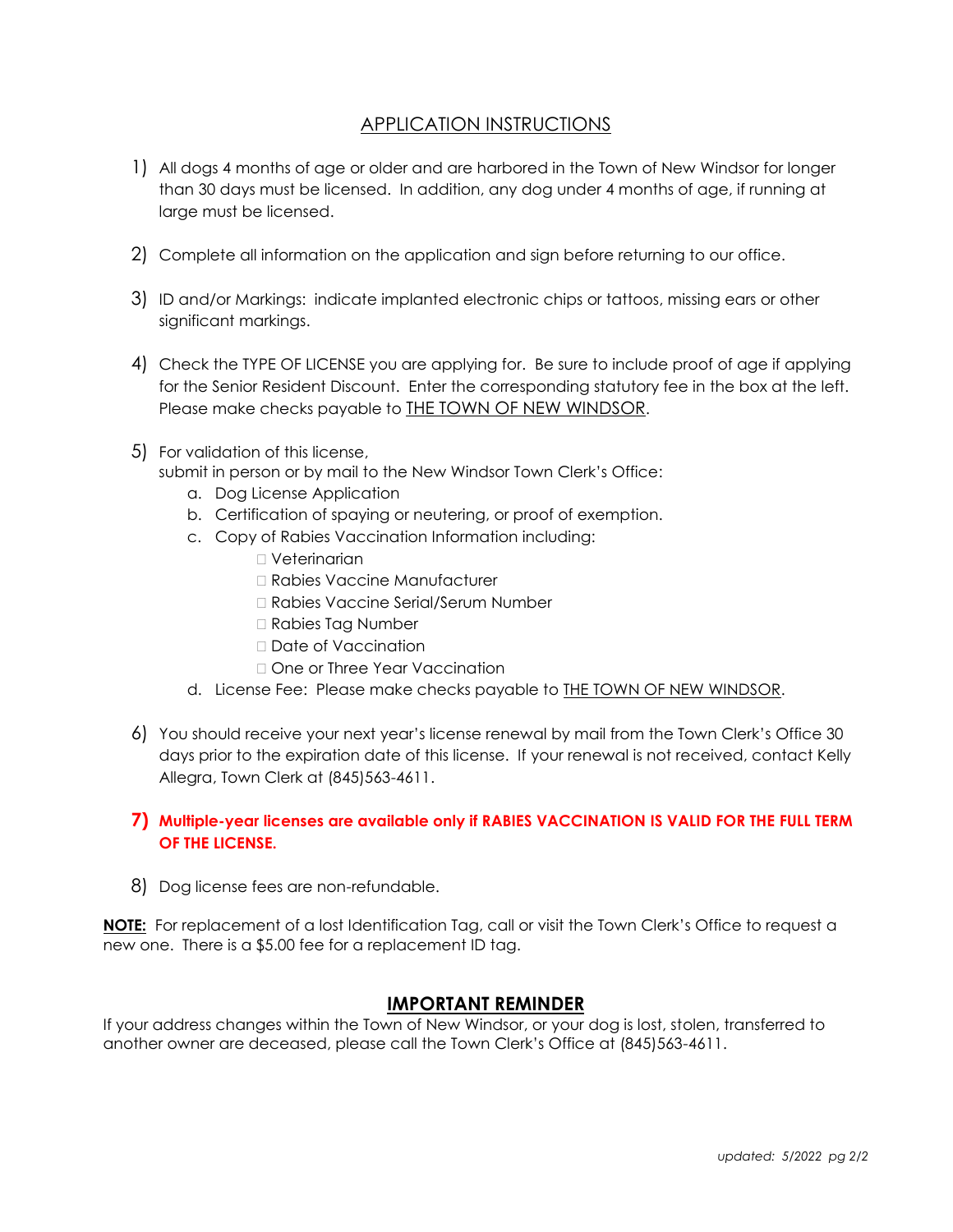## APPLICATION INSTRUCTIONS

1) All dogs 4 months of age or older and are harbored in the Town of New Windsor for longer than 30 days must be licensed. In addition, any dog under 4 months of age, if running at large must be licensed.

2) Complete all information on the application and sign before returning to our office.

3) ID and/or Markings: indicate implanted electronic chips or tattoos, missing ears or other significant markings.

4) Check the TYPE OF LICENSE you are applying for. Be sure to include proof of age if applying for the Senior Resident Discount. Enter the corresponding statutory fee in the box at the left. Please make checks payable to THE TOWN OF NEW WINDSOR.

5) For validation of this license, submit in person or by mail to the New Windsor Town Clerk's Office:
   a. Dog License Application
   b. Certification of spaying or neutering, or proof of exemption.
   c. Copy of Rabies Vaccination Information including:
      - Veterinarian
      - Rabies Vaccine Manufacturer
      - Rabies Vaccine Serial/Serum Number
      - Rabies Tag Number
      - Date of Vaccination
      - One or Three Year Vaccination
   d. License Fee: Please make checks payable to THE TOWN OF NEW WINDSOR.

6) You should receive your next year's license renewal by mail from the Town Clerk's Office 30 days prior to the expiration date of this license. If your renewal is not received, contact Kelly Allegra, Town Clerk at (845)563-4611.

7) **Multiple-year licenses are available only if RABIES VACCINATION IS VALID FOR THE FULL TERM OF THE LICENSE.**

8) Dog license fees are non-refundable.

**NOTE:** For replacement of a lost Identification Tag, call or visit the Town Clerk's Office to request a new one. There is a $5.00 fee for a replacement ID tag.

## IMPORTANT REMINDER

If your address changes within the Town of New Windsor, or your dog is lost, stolen, transferred to another owner are deceased, please call the Town Clerk's Office at (845)563-4611.

*updated: 5/2022*